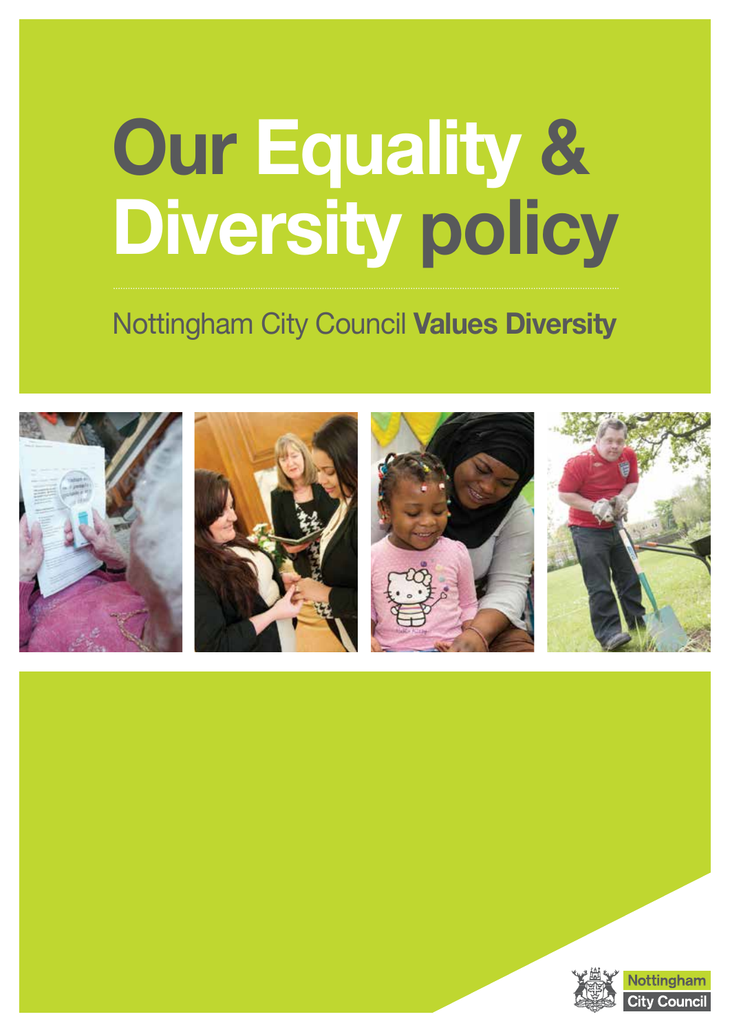# Our Equality & Diversity policy

Nottingham City Council **Values Diversity**

Nottingham City Council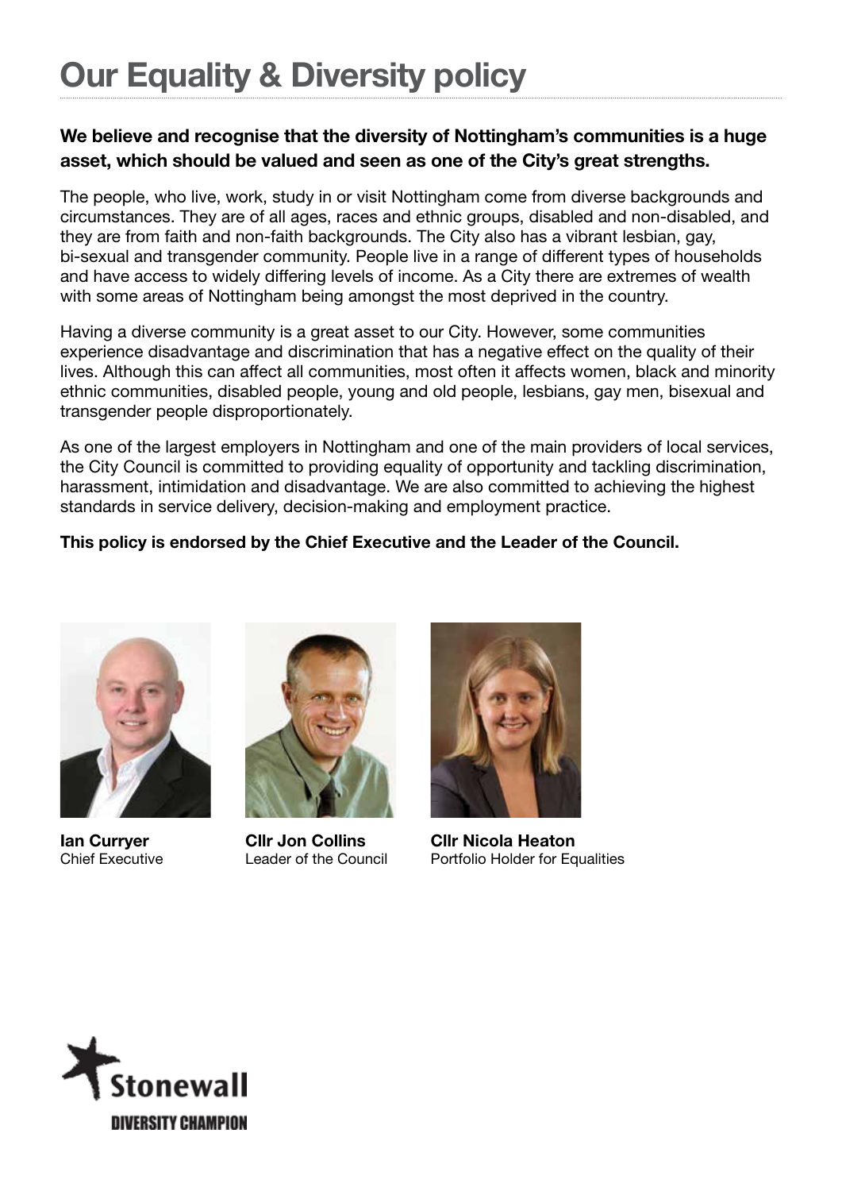# Our Equality & Diversity policy

**We believe and recognise that the diversity of Nottingham's communities is a huge asset, which should be valued and seen as one of the City's great strengths.**

The people, who live, work, study in or visit Nottingham come from diverse backgrounds and circumstances. They are of all ages, races and ethnic groups, disabled and non-disabled, and they are from faith and non-faith backgrounds. The City also has a vibrant lesbian, gay, bi-sexual and transgender community. People live in a range of different types of households and have access to widely differing levels of income. As a City there are extremes of wealth with some areas of Nottingham being amongst the most deprived in the country.

Having a diverse community is a great asset to our City. However, some communities experience disadvantage and discrimination that has a negative effect on the quality of their lives. Although this can affect all communities, most often it affects women, black and minority ethnic communities, disabled people, young and old people, lesbians, gay men, bisexual and transgender people disproportionately.

As one of the largest employers in Nottingham and one of the main providers of local services, the City Council is committed to providing equality of opportunity and tackling discrimination, harassment, intimidation and disadvantage. We are also committed to achieving the highest standards in service delivery, decision-making and employment practice.

**This policy is endorsed by the Chief Executive and the Leader of the Council.**

**Ian Curryer**
Chief Executive

**Cllr Jon Collins**
Leader of the Council

**Cllr Nicola Heaton**
Portfolio Holder for Equalities

Stonewall
DIVERSITY CHAMPION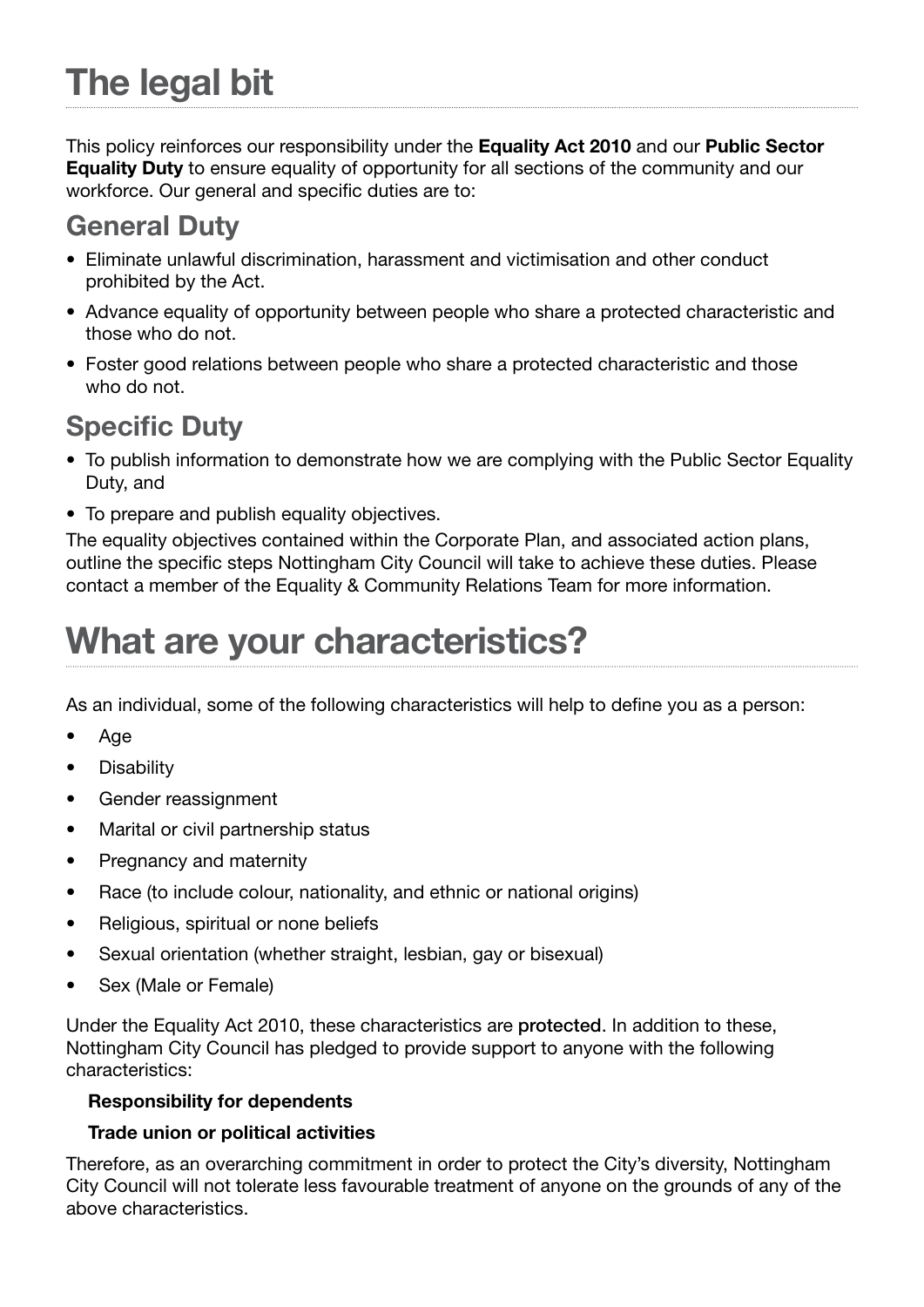# The legal bit

This policy reinforces our responsibility under the **Equality Act 2010** and our **Public Sector Equality Duty** to ensure equality of opportunity for all sections of the community and our workforce. Our general and specific duties are to:

## General Duty

- Eliminate unlawful discrimination, harassment and victimisation and other conduct prohibited by the Act.
- Advance equality of opportunity between people who share a protected characteristic and those who do not.
- Foster good relations between people who share a protected characteristic and those who do not.

## Specific Duty

- To publish information to demonstrate how we are complying with the Public Sector Equality Duty, and
- To prepare and publish equality objectives.

The equality objectives contained within the Corporate Plan, and associated action plans, outline the specific steps Nottingham City Council will take to achieve these duties. Please contact a member of the Equality & Community Relations Team for more information.

# What are your characteristics?

As an individual, some of the following characteristics will help to define you as a person:

- Age
- Disability
- Gender reassignment
- Marital or civil partnership status
- Pregnancy and maternity
- Race (to include colour, nationality, and ethnic or national origins)
- Religious, spiritual or none beliefs
- Sexual orientation (whether straight, lesbian, gay or bisexual)
- Sex (Male or Female)

Under the Equality Act 2010, these characteristics are **protected**. In addition to these, Nottingham City Council has pledged to provide support to anyone with the following characteristics:

**Responsibility for dependents**

**Trade union or political activities**

Therefore, as an overarching commitment in order to protect the City's diversity, Nottingham City Council will not tolerate less favourable treatment of anyone on the grounds of any of the above characteristics.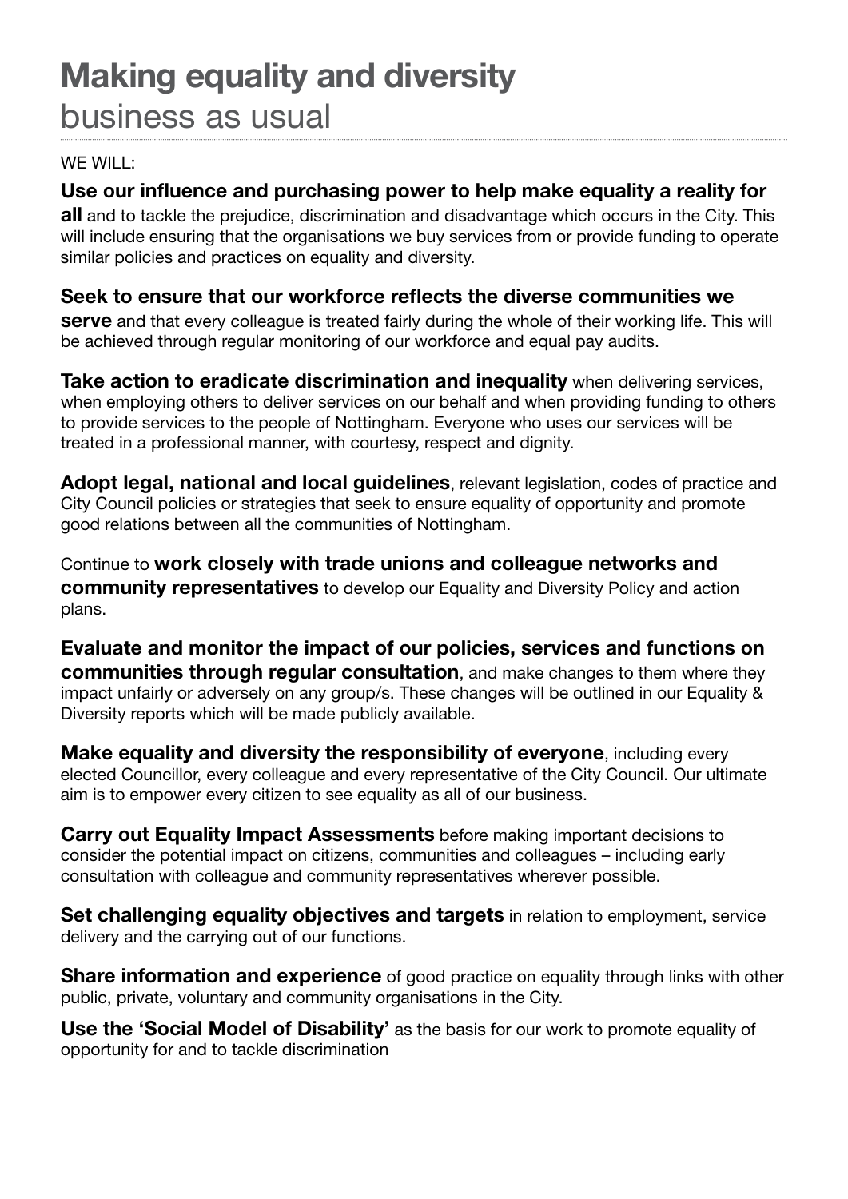# Making equality and diversity business as usual

WE WILL:

**Use our influence and purchasing power to help make equality a reality for all** and to tackle the prejudice, discrimination and disadvantage which occurs in the City. This will include ensuring that the organisations we buy services from or provide funding to operate similar policies and practices on equality and diversity.

**Seek to ensure that our workforce reflects the diverse communities we serve** and that every colleague is treated fairly during the whole of their working life. This will be achieved through regular monitoring of our workforce and equal pay audits.

**Take action to eradicate discrimination and inequality** when delivering services, when employing others to deliver services on our behalf and when providing funding to others to provide services to the people of Nottingham. Everyone who uses our services will be treated in a professional manner, with courtesy, respect and dignity.

**Adopt legal, national and local guidelines**, relevant legislation, codes of practice and City Council policies or strategies that seek to ensure equality of opportunity and promote good relations between all the communities of Nottingham.

Continue to **work closely with trade unions and colleague networks and community representatives** to develop our Equality and Diversity Policy and action plans.

**Evaluate and monitor the impact of our policies, services and functions on communities through regular consultation**, and make changes to them where they impact unfairly or adversely on any group/s. These changes will be outlined in our Equality & Diversity reports which will be made publicly available.

**Make equality and diversity the responsibility of everyone**, including every elected Councillor, every colleague and every representative of the City Council. Our ultimate aim is to empower every citizen to see equality as all of our business.

**Carry out Equality Impact Assessments** before making important decisions to consider the potential impact on citizens, communities and colleagues – including early consultation with colleague and community representatives wherever possible.

**Set challenging equality objectives and targets** in relation to employment, service delivery and the carrying out of our functions.

**Share information and experience** of good practice on equality through links with other public, private, voluntary and community organisations in the City.

**Use the 'Social Model of Disability'** as the basis for our work to promote equality of opportunity for and to tackle discrimination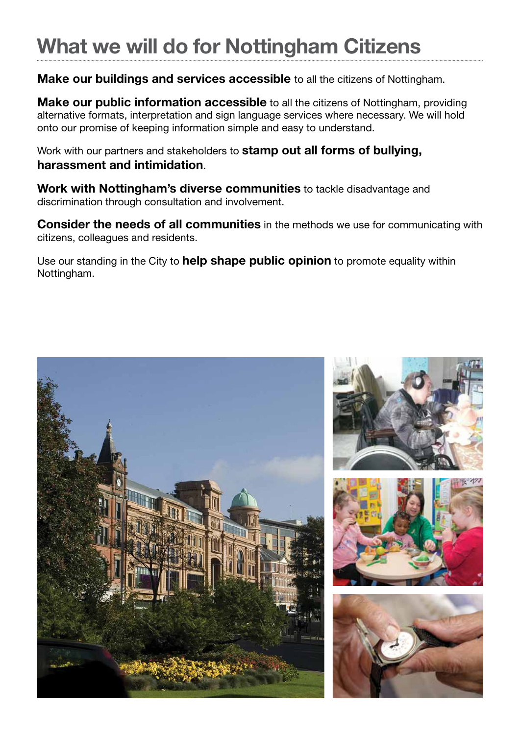# What we will do for Nottingham Citizens

**Make our buildings and services accessible** to all the citizens of Nottingham.

**Make our public information accessible** to all the citizens of Nottingham, providing alternative formats, interpretation and sign language services where necessary. We will hold onto our promise of keeping information simple and easy to understand.

Work with our partners and stakeholders to **stamp out all forms of bullying, harassment and intimidation**.

**Work with Nottingham's diverse communities** to tackle disadvantage and discrimination through consultation and involvement.

**Consider the needs of all communities** in the methods we use for communicating with citizens, colleagues and residents.

Use our standing in the City to **help shape public opinion** to promote equality within Nottingham.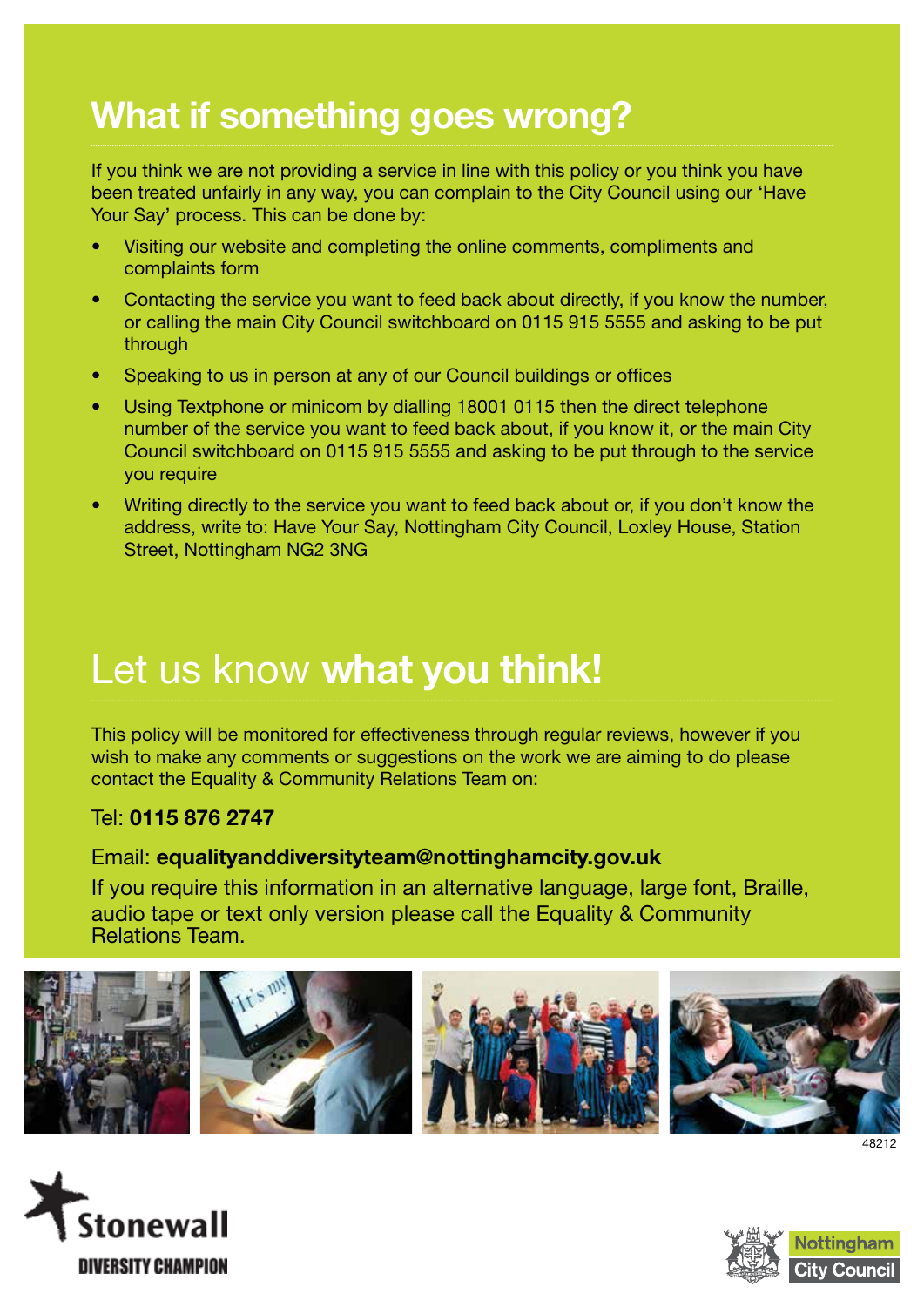## What if something goes wrong?

If you think we are not providing a service in line with this policy or you think you have been treated unfairly in any way, you can complain to the City Council using our 'Have Your Say' process. This can be done by:

- Visiting our website and completing the online comments, compliments and complaints form
- Contacting the service you want to feed back about directly, if you know the number, or calling the main City Council switchboard on 0115 915 5555 and asking to be put through
- Speaking to us in person at any of our Council buildings or offices
- Using Textphone or minicom by dialling 18001 0115 then the direct telephone number of the service you want to feed back about, if you know it, or the main City Council switchboard on 0115 915 5555 and asking to be put through to the service you require
- Writing directly to the service you want to feed back about or, if you don't know the address, write to: Have Your Say, Nottingham City Council, Loxley House, Station Street, Nottingham NG2 3NG

## Let us know **what you think!**

This policy will be monitored for effectiveness through regular reviews, however if you wish to make any comments or suggestions on the work we are aiming to do please contact the Equality & Community Relations Team on:

Tel: **0115 876 2747**

Email: **equalityanddiversityteam@nottinghamcity.gov.uk**

If you require this information in an alternative language, large font, Braille, audio tape or text only version please call the Equality & Community Relations Team.

48212

Stonewall DIVERSITY CHAMPION

Nottingham City Council